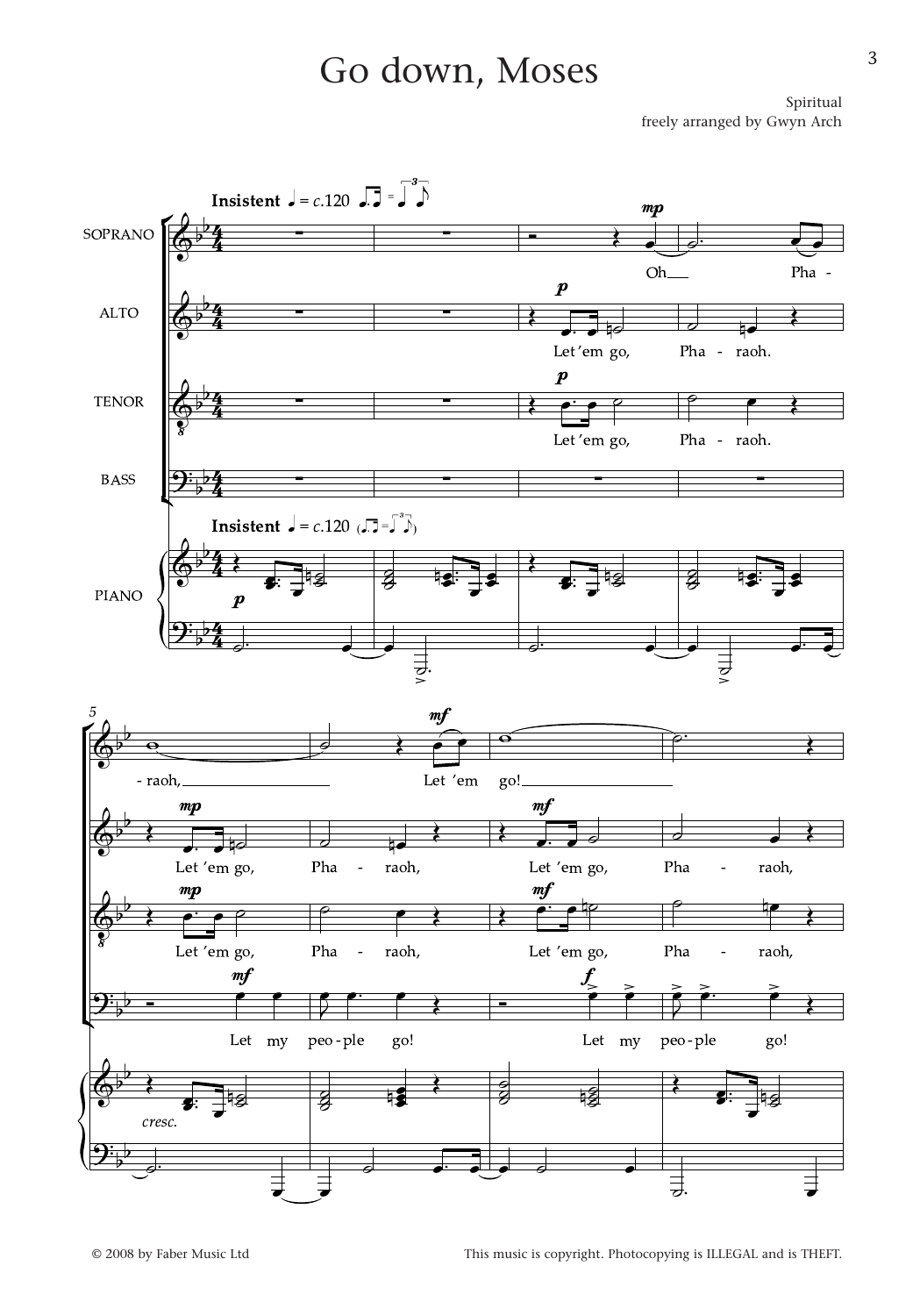# Go down, Moses

Spiritual
freely arranged by Gwyn Arch

© 2008 by Faber Music Ltd

This music is copyright. Photocopying is ILLEGAL and is THEFT.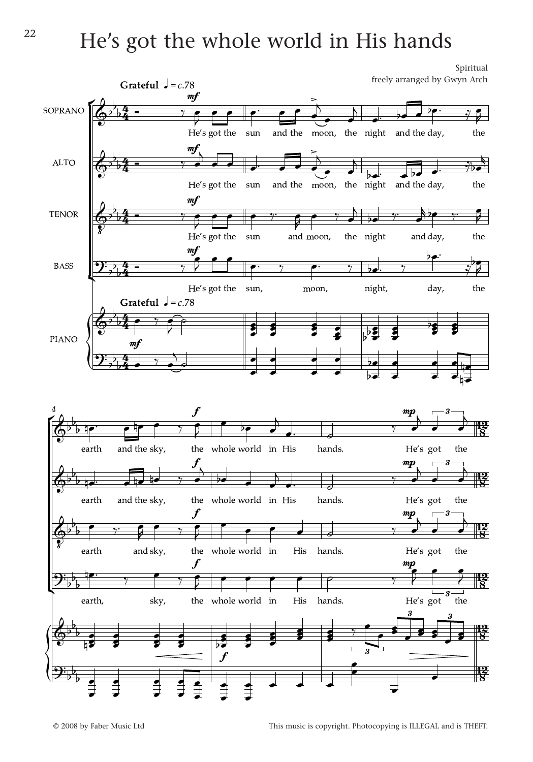# He's got the whole world in His hands

Spiritual
freely arranged by Gwyn Arch

© 2008 by Faber Music Ltd

This music is copyright. Photocopying is ILLEGAL and is THEFT.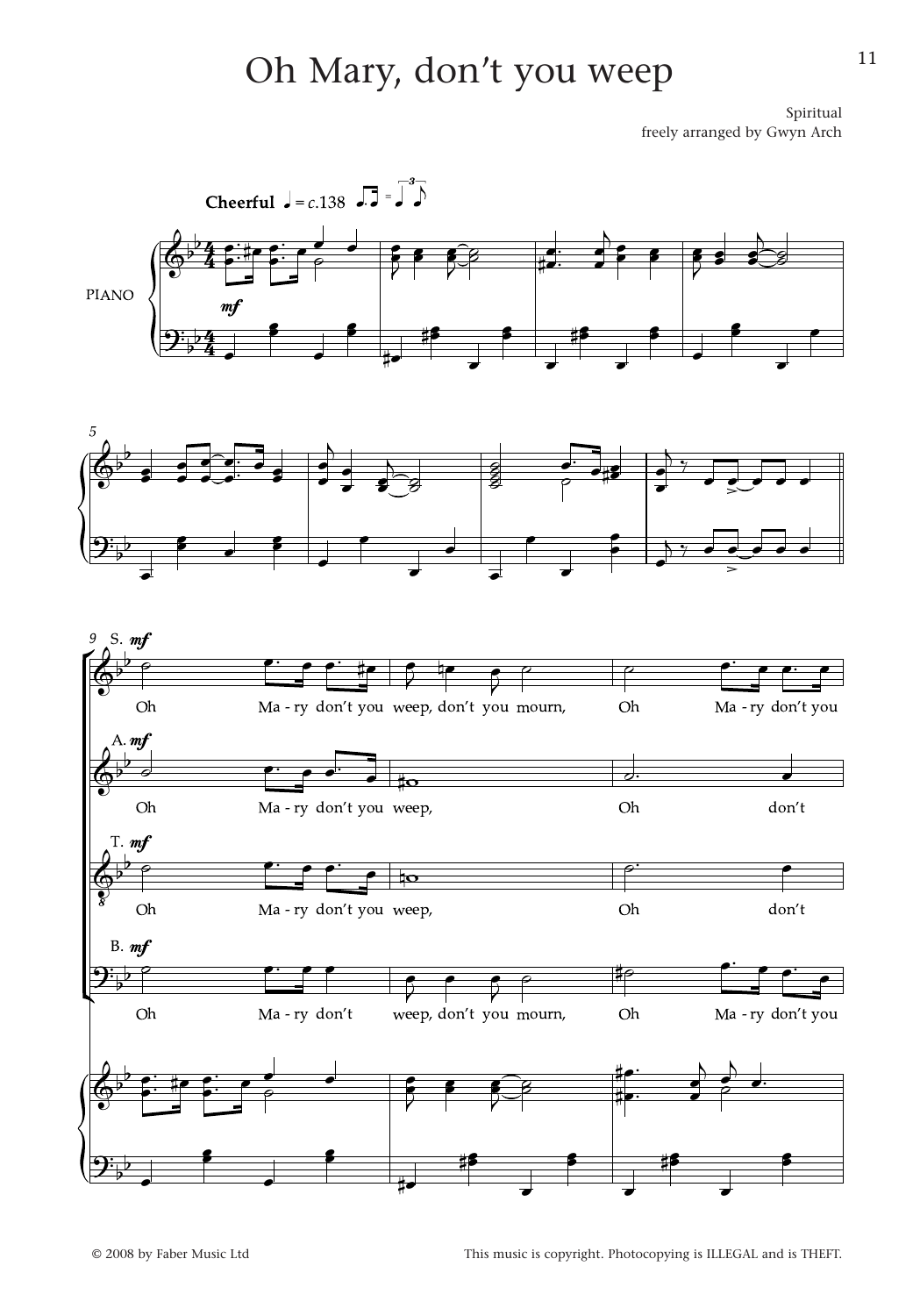# Oh Mary, don't you weep

Spiritual
freely arranged by Gwyn Arch

**Cheerful** ♩ = c.138

PIANO

S. Oh Ma - ry don't you weep, don't you mourn, Oh Ma - ry don't you

A. Oh Ma - ry don't you weep, Oh don't

T. Oh Ma - ry don't you weep, Oh don't

B. Oh Ma - ry don't weep, don't you mourn, Oh Ma - ry don't you

© 2008 by Faber Music Ltd

This music is copyright. Photocopying is ILLEGAL and is THEFT.